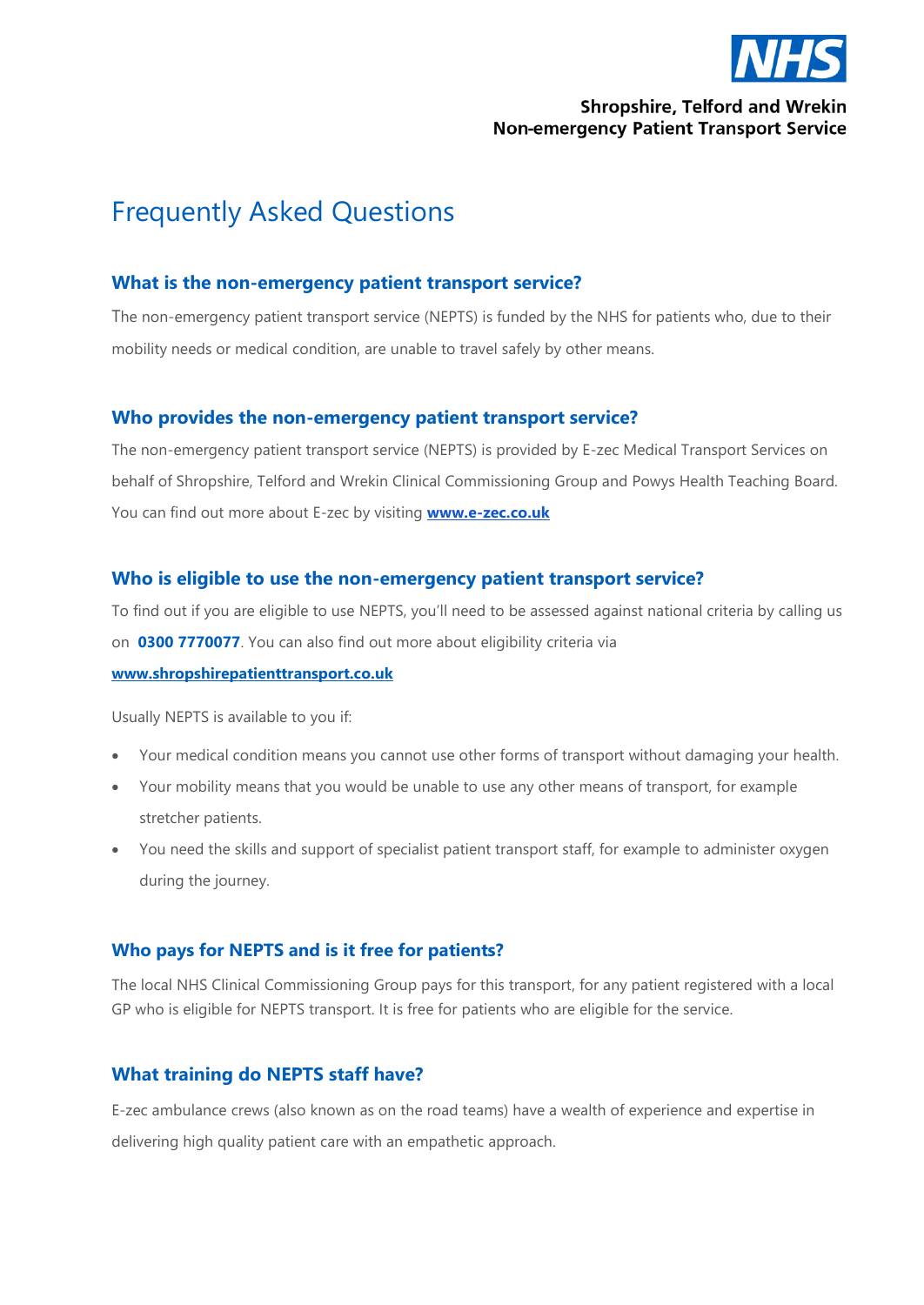NHS

**Shropshire, Telford and Wrekin**
**Non-emergency Patient Transport Service**

# Frequently Asked Questions

### What is the non-emergency patient transport service?

The non-emergency patient transport service (NEPTS) is funded by the NHS for patients who, due to their mobility needs or medical condition, are unable to travel safely by other means.

### Who provides the non-emergency patient transport service?

The non-emergency patient transport service (NEPTS) is provided by E-zec Medical Transport Services on behalf of Shropshire, Telford and Wrekin Clinical Commissioning Group and Powys Health Teaching Board. You can find out more about E-zec by visiting **www.e-zec.co.uk**

### Who is eligible to use the non-emergency patient transport service?

To find out if you are eligible to use NEPTS, you'll need to be assessed against national criteria by calling us on **0300 7770077**. You can also find out more about eligibility criteria via **www.shropshirepatienttransport.co.uk**

Usually NEPTS is available to you if:

- Your medical condition means you cannot use other forms of transport without damaging your health.
- Your mobility means that you would be unable to use any other means of transport, for example stretcher patients.
- You need the skills and support of specialist patient transport staff, for example to administer oxygen during the journey.

### Who pays for NEPTS and is it free for patients?

The local NHS Clinical Commissioning Group pays for this transport, for any patient registered with a local GP who is eligible for NEPTS transport. It is free for patients who are eligible for the service.

### What training do NEPTS staff have?

E-zec ambulance crews (also known as on the road teams) have a wealth of experience and expertise in delivering high quality patient care with an empathetic approach.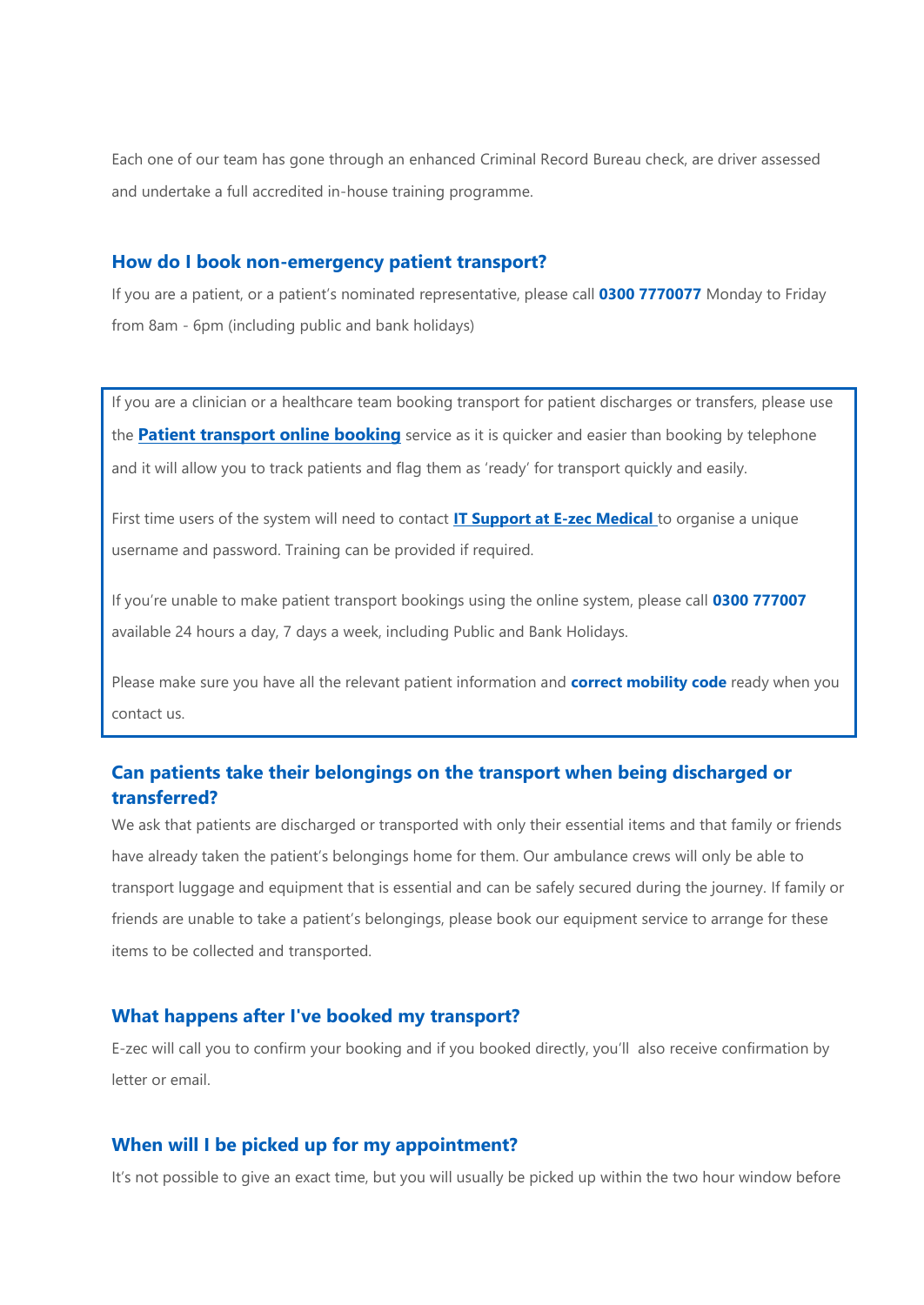Each one of our team has gone through an enhanced Criminal Record Bureau check, are driver assessed and undertake a full accredited in-house training programme.

## How do I book non-emergency patient transport?

If you are a patient, or a patient's nominated representative, please call **0300 7770077** Monday to Friday from 8am - 6pm (including public and bank holidays)

If you are a clinician or a healthcare team booking transport for patient discharges or transfers, please use the **Patient transport online booking** service as it is quicker and easier than booking by telephone and it will allow you to track patients and flag them as 'ready' for transport quickly and easily.

First time users of the system will need to contact **IT Support at E-zec Medical** to organise a unique username and password. Training can be provided if required.

If you're unable to make patient transport bookings using the online system, please call **0300 777007** available 24 hours a day, 7 days a week, including Public and Bank Holidays.

Please make sure you have all the relevant patient information and **correct mobility code** ready when you contact us.

## Can patients take their belongings on the transport when being discharged or transferred?

We ask that patients are discharged or transported with only their essential items and that family or friends have already taken the patient's belongings home for them. Our ambulance crews will only be able to transport luggage and equipment that is essential and can be safely secured during the journey. If family or friends are unable to take a patient's belongings, please book our equipment service to arrange for these items to be collected and transported.

## What happens after I've booked my transport?

E-zec will call you to confirm your booking and if you booked directly, you'll also receive confirmation by letter or email.

## When will I be picked up for my appointment?

It's not possible to give an exact time, but you will usually be picked up within the two hour window before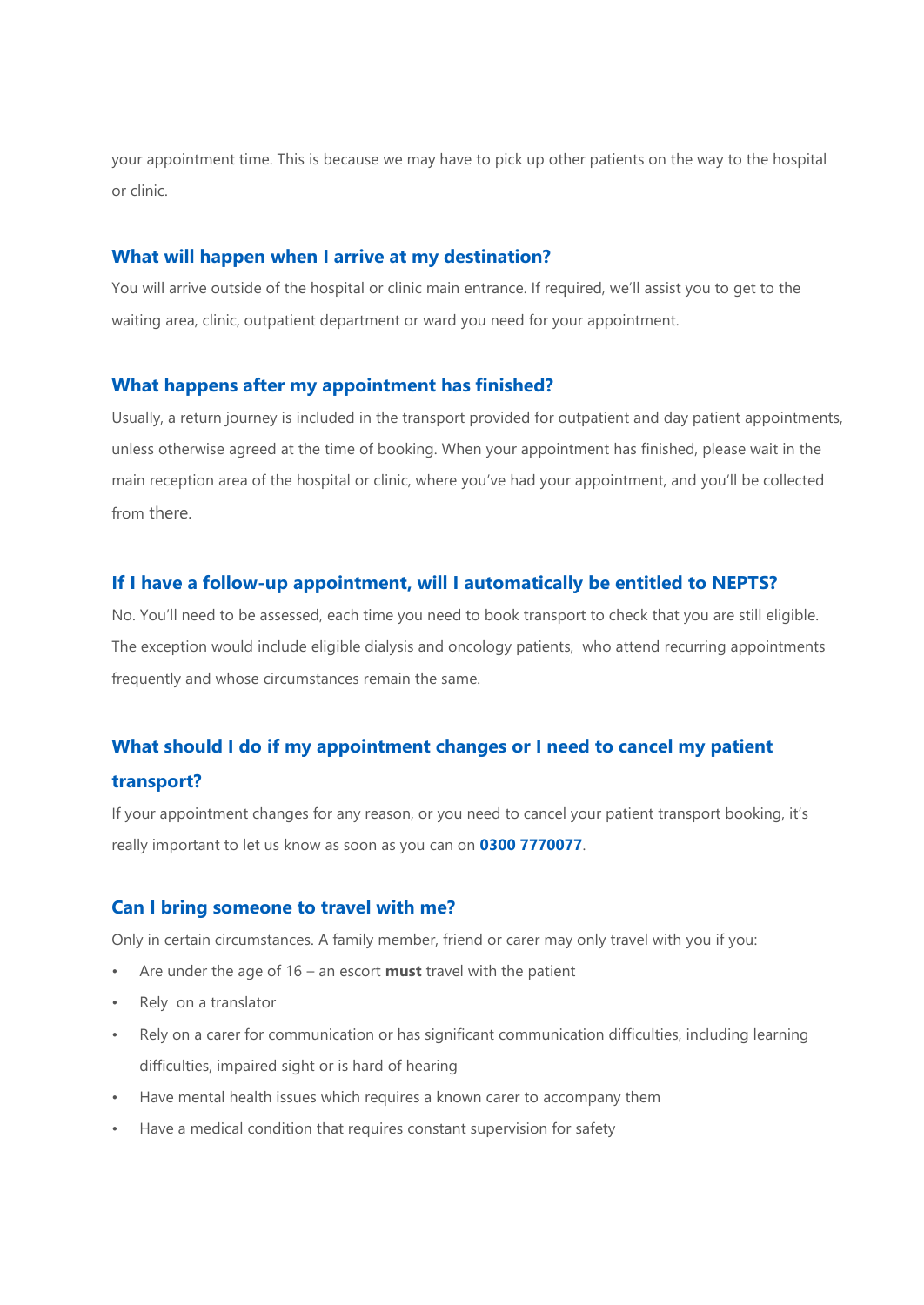your appointment time. This is because we may have to pick up other patients on the way to the hospital or clinic.

### What will happen when I arrive at my destination?

You will arrive outside of the hospital or clinic main entrance. If required, we'll assist you to get to the waiting area, clinic, outpatient department or ward you need for your appointment.

### What happens after my appointment has finished?

Usually, a return journey is included in the transport provided for outpatient and day patient appointments, unless otherwise agreed at the time of booking. When your appointment has finished, please wait in the main reception area of the hospital or clinic, where you've had your appointment, and you'll be collected from there.

### If I have a follow-up appointment, will I automatically be entitled to NEPTS?

No. You'll need to be assessed, each time you need to book transport to check that you are still eligible. The exception would include eligible dialysis and oncology patients, who attend recurring appointments frequently and whose circumstances remain the same.

### What should I do if my appointment changes or I need to cancel my patient transport?

If your appointment changes for any reason, or you need to cancel your patient transport booking, it's really important to let us know as soon as you can on **0300 7770077**.

### Can I bring someone to travel with me?

Only in certain circumstances. A family member, friend or carer may only travel with you if you:

- Are under the age of 16 – an escort **must** travel with the patient
- Rely on a translator
- Rely on a carer for communication or has significant communication difficulties, including learning difficulties, impaired sight or is hard of hearing
- Have mental health issues which requires a known carer to accompany them
- Have a medical condition that requires constant supervision for safety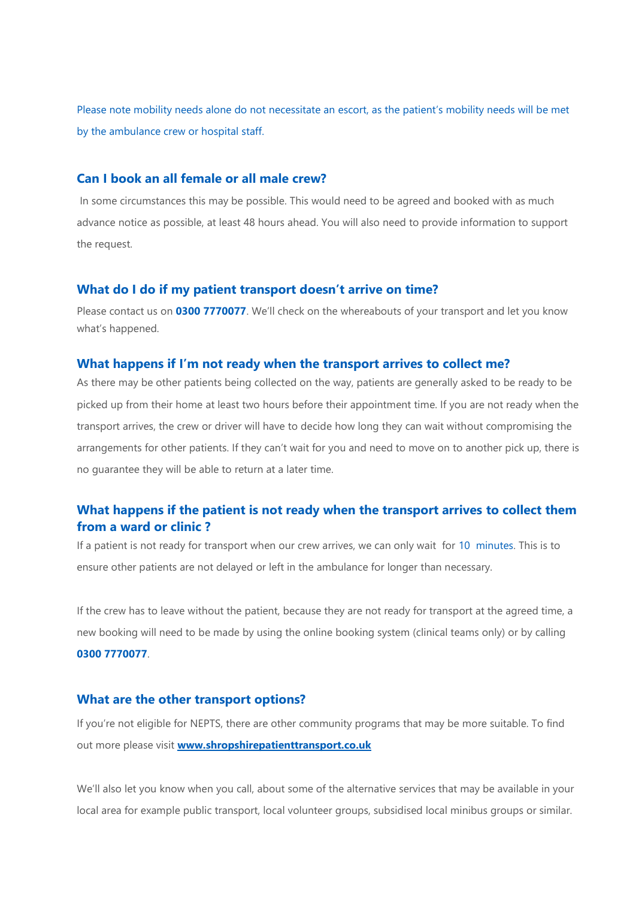Please note mobility needs alone do not necessitate an escort, as the patient's mobility needs will be met by the ambulance crew or hospital staff.

## Can I book an all female or all male crew?

In some circumstances this may be possible. This would need to be agreed and booked with as much advance notice as possible, at least 48 hours ahead. You will also need to provide information to support the request.

## What do I do if my patient transport doesn't arrive on time?

Please contact us on **0300 7770077**. We'll check on the whereabouts of your transport and let you know what's happened.

## What happens if I'm not ready when the transport arrives to collect me?

As there may be other patients being collected on the way, patients are generally asked to be ready to be picked up from their home at least two hours before their appointment time. If you are not ready when the transport arrives, the crew or driver will have to decide how long they can wait without compromising the arrangements for other patients. If they can't wait for you and need to move on to another pick up, there is no guarantee they will be able to return at a later time.

## What happens if the patient is not ready when the transport arrives to collect them from a ward or clinic ?

If a patient is not ready for transport when our crew arrives, we can only wait for 10 minutes. This is to ensure other patients are not delayed or left in the ambulance for longer than necessary.

If the crew has to leave without the patient, because they are not ready for transport at the agreed time, a new booking will need to be made by using the online booking system (clinical teams only) or by calling **0300 7770077**.

## What are the other transport options?

If you're not eligible for NEPTS, there are other community programs that may be more suitable. To find out more please visit **www.shropshirepatienttransport.co.uk**

We'll also let you know when you call, about some of the alternative services that may be available in your local area for example public transport, local volunteer groups, subsidised local minibus groups or similar.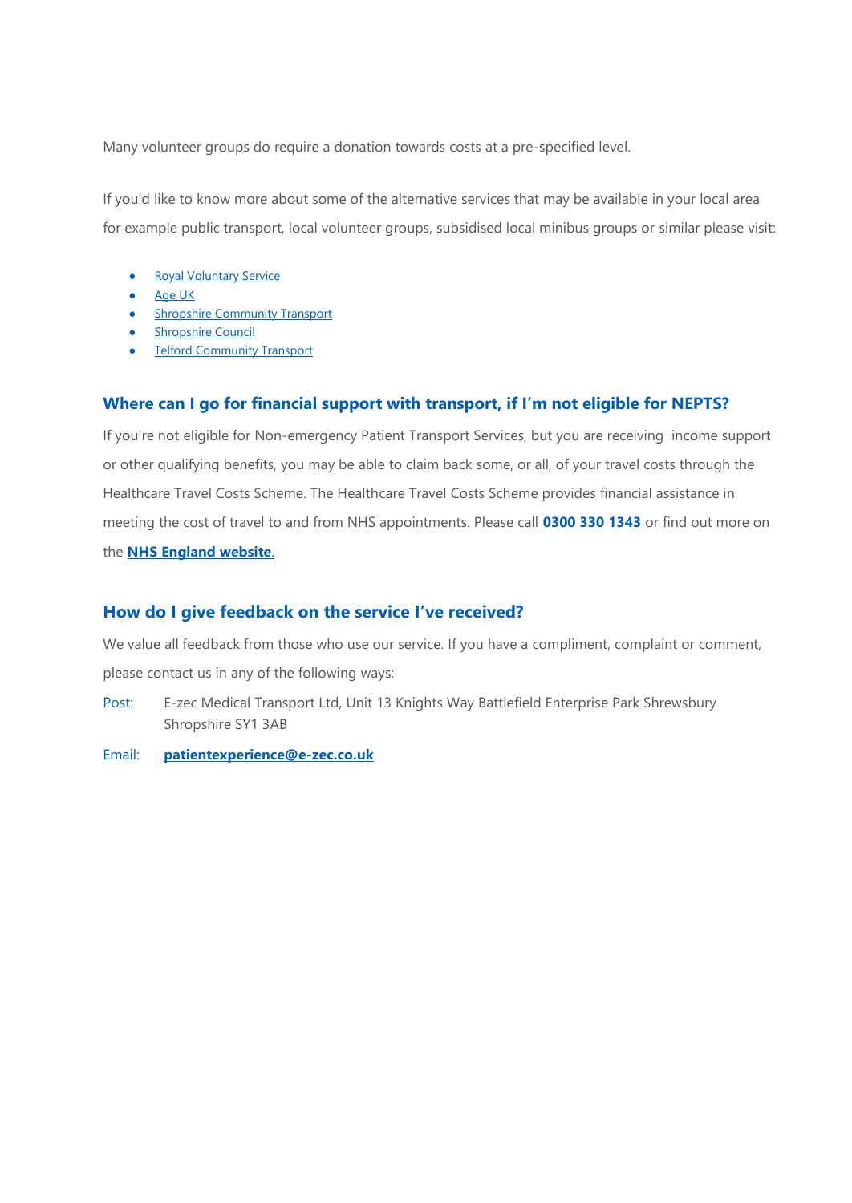Many volunteer groups do require a donation towards costs at a pre-specified level.

If you'd like to know more about some of the alternative services that may be available in your local area for example public transport, local volunteer groups, subsidised local minibus groups or similar please visit:

- Royal Voluntary Service
- Age UK
- Shropshire Community Transport
- Shropshire Council
- Telford Community Transport

## Where can I go for financial support with transport, if I'm not eligible for NEPTS?

If you're not eligible for Non-emergency Patient Transport Services, but you are receiving income support or other qualifying benefits, you may be able to claim back some, or all, of your travel costs through the Healthcare Travel Costs Scheme. The Healthcare Travel Costs Scheme provides financial assistance in meeting the cost of travel to and from NHS appointments. Please call **0300 330 1343** or find out more on the **NHS England website**.

## How do I give feedback on the service I've received?

We value all feedback from those who use our service. If you have a compliment, complaint or comment, please contact us in any of the following ways:

Post: E-zec Medical Transport Ltd, Unit 13 Knights Way Battlefield Enterprise Park Shrewsbury Shropshire SY1 3AB

Email: **patientexperience@e-zec.co.uk**